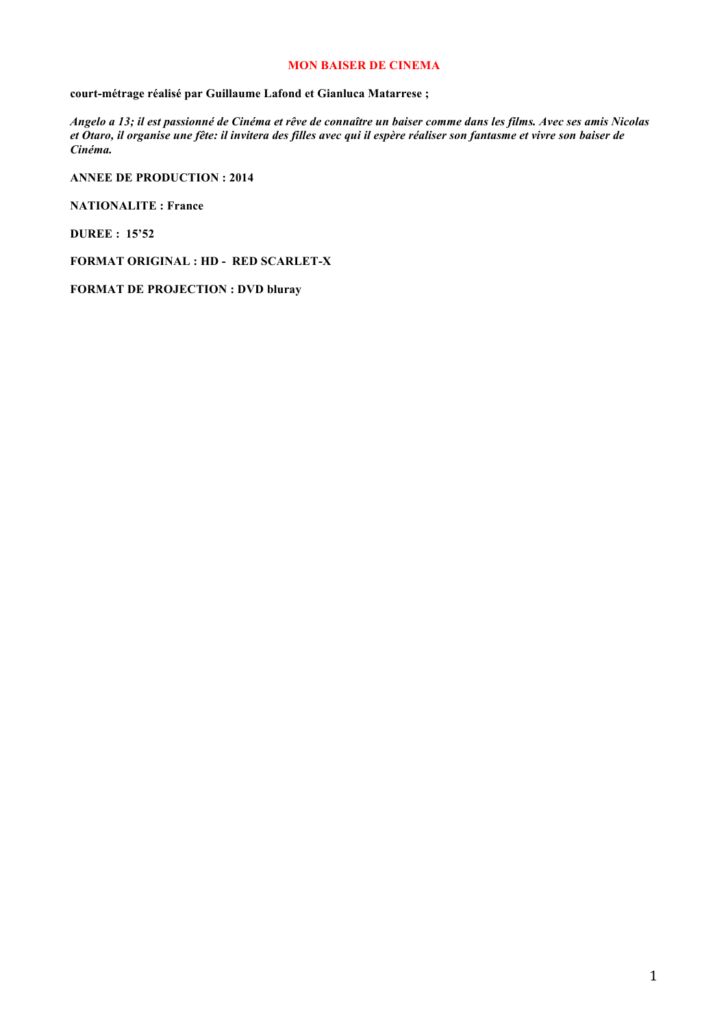# MON BAISER DE CINEMA

**court-métrage réalisé par Guillaume Lafond et Gianluca Matarrese ;**

***Angelo a 13; il est passionné de Cinéma et rêve de connaître un baiser comme dans les films. Avec ses amis Nicolas et Otaro, il organise une fête: il invitera des filles avec qui il espère réaliser son fantasme et vivre son baiser de Cinéma.***

**ANNEE DE PRODUCTION : 2014**

**NATIONALITE : France**

**DUREE : 15'52**

**FORMAT ORIGINAL : HD - RED SCARLET-X**

**FORMAT DE PROJECTION : DVD bluray**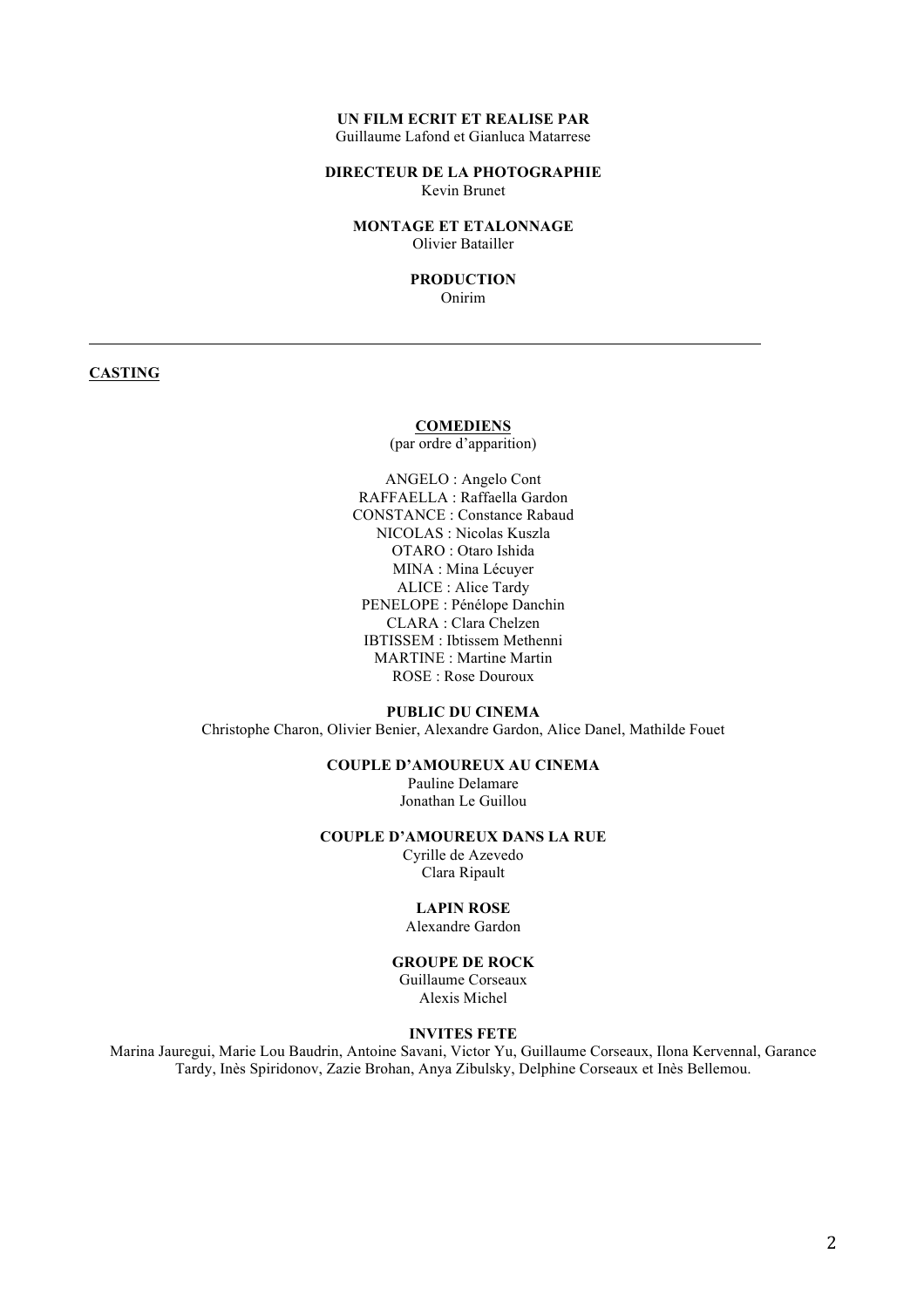**UN FILM ECRIT ET REALISE PAR**
Guillaume Lafond et Gianluca Matarrese

**DIRECTEUR DE LA PHOTOGRAPHIE**
Kevin Brunet

**MONTAGE ET ETALONNAGE**
Olivier Batailler

**PRODUCTION**
Onirim

---

## CASTING

### COMEDIENS

(par ordre d'apparition)

ANGELO : Angelo Cont
RAFFAELLA : Raffaella Gardon
CONSTANCE : Constance Rabaud
NICOLAS : Nicolas Kuszla
OTARO : Otaro Ishida
MINA : Mina Lécuyer
ALICE : Alice Tardy
PENELOPE : Pénélope Danchin
CLARA : Clara Chelzen
IBTISSEM : Ibtissem Methenni
MARTINE : Martine Martin
ROSE : Rose Douroux

**PUBLIC DU CINEMA**
Christophe Charon, Olivier Benier, Alexandre Gardon, Alice Danel, Mathilde Fouet

**COUPLE D'AMOUREUX AU CINEMA**
Pauline Delamare
Jonathan Le Guillou

**COUPLE D'AMOUREUX DANS LA RUE**
Cyrille de Azevedo
Clara Ripault

**LAPIN ROSE**
Alexandre Gardon

**GROUPE DE ROCK**
Guillaume Corseaux
Alexis Michel

**INVITES FETE**
Marina Jauregui, Marie Lou Baudrin, Antoine Savani, Victor Yu, Guillaume Corseaux, Ilona Kervennal, Garance Tardy, Inès Spiridonov, Zazie Brohan, Anya Zibulsky, Delphine Corseaux et Inès Bellemou.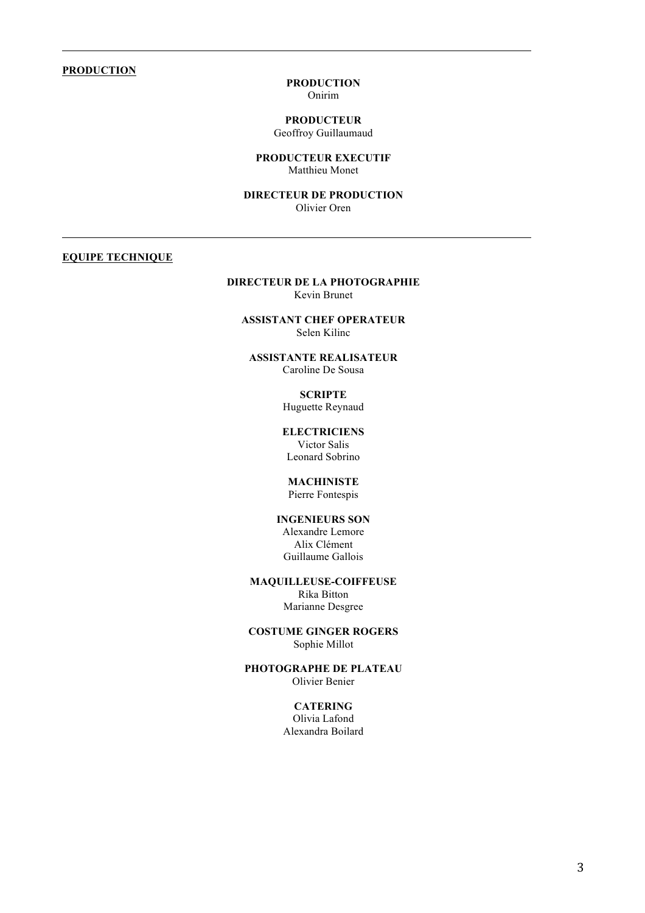---

## PRODUCTION

**PRODUCTION**
Onirim

**PRODUCTEUR**
Geoffroy Guillaumaud

**PRODUCTEUR EXECUTIF**
Matthieu Monet

**DIRECTEUR DE PRODUCTION**
Olivier Oren

---

## EQUIPE TECHNIQUE

**DIRECTEUR DE LA PHOTOGRAPHIE**
Kevin Brunet

**ASSISTANT CHEF OPERATEUR**
Selen Kilinc

**ASSISTANTE REALISATEUR**
Caroline De Sousa

**SCRIPTE**
Huguette Reynaud

**ELECTRICIENS**
Victor Salis
Leonard Sobrino

**MACHINISTE**
Pierre Fontespis

**INGENIEURS SON**
Alexandre Lemore
Alix Clément
Guillaume Gallois

**MAQUILLEUSE-COIFFEUSE**
Rika Bitton
Marianne Desgree

**COSTUME GINGER ROGERS**
Sophie Millot

**PHOTOGRAPHE DE PLATEAU**
Olivier Benier

**CATERING**
Olivia Lafond
Alexandra Boilard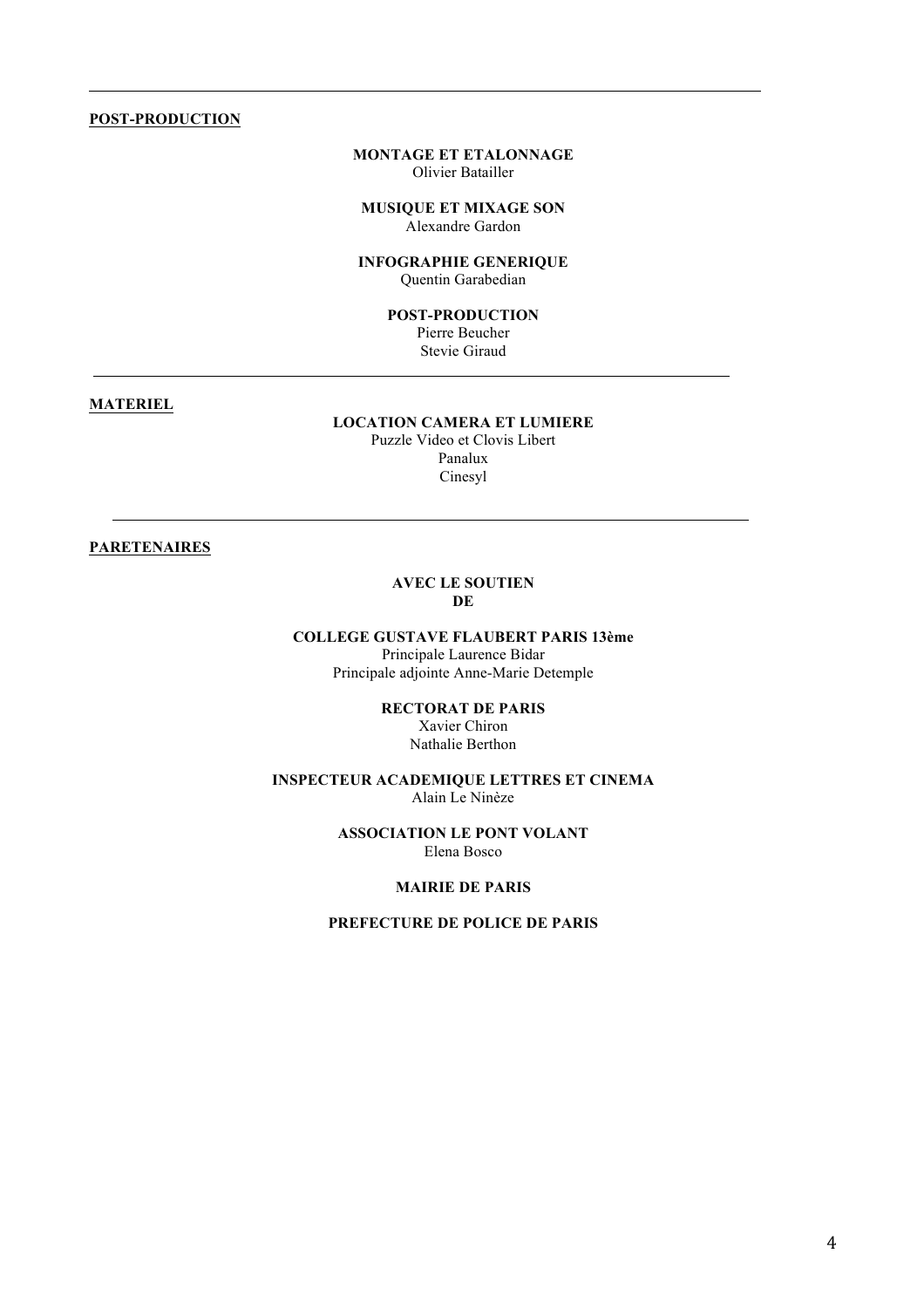---

**POST-PRODUCTION**

**MONTAGE ET ETALONNAGE**
Olivier Batailler

**MUSIQUE ET MIXAGE SON**
Alexandre Gardon

**INFOGRAPHIE GENERIQUE**
Quentin Garabedian

**POST-PRODUCTION**
Pierre Beucher
Stevie Giraud

---

**MATERIEL**

**LOCATION CAMERA ET LUMIERE**
Puzzle Video et Clovis Libert
Panalux
Cinesyl

---

**PARETENAIRES**

**AVEC LE SOUTIEN DE**

**COLLEGE GUSTAVE FLAUBERT PARIS 13ème**
Principale Laurence Bidar
Principale adjointe Anne-Marie Detemple

**RECTORAT DE PARIS**
Xavier Chiron
Nathalie Berthon

**INSPECTEUR ACADEMIQUE LETTRES ET CINEMA**
Alain Le Ninèze

**ASSOCIATION LE PONT VOLANT**
Elena Bosco

**MAIRIE DE PARIS**

**PREFECTURE DE POLICE DE PARIS**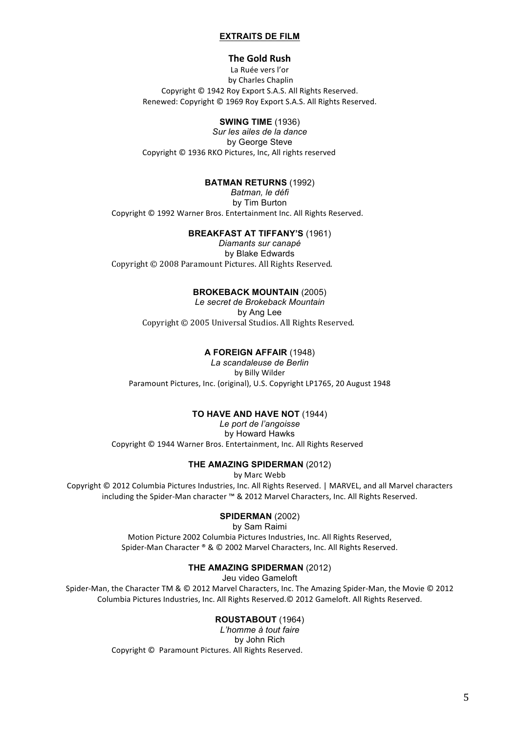**EXTRAITS DE FILM**

**The Gold Rush**
La Ruée vers l'or
by Charles Chaplin
Copyright © 1942 Roy Export S.A.S. All Rights Reserved.
Renewed: Copyright © 1969 Roy Export S.A.S. All Rights Reserved.

**SWING TIME** (1936)
*Sur les ailes de la dance*
by George Steve
Copyright © 1936 RKO Pictures, Inc, All rights reserved

**BATMAN RETURNS** (1992)
*Batman, le défi*
by Tim Burton
Copyright © 1992 Warner Bros. Entertainment Inc. All Rights Reserved.

**BREAKFAST AT TIFFANY'S** (1961)
*Diamants sur canapé*
by Blake Edwards
Copyright © 2008 Paramount Pictures. All Rights Reserved.

**BROKEBACK MOUNTAIN** (2005)
*Le secret de Brokeback Mountain*
by Ang Lee
Copyright © 2005 Universal Studios. All Rights Reserved.

**A FOREIGN AFFAIR** (1948)
*La scandaleuse de Berlin*
by Billy Wilder
Paramount Pictures, Inc. (original), U.S. Copyright LP1765, 20 August 1948

**TO HAVE AND HAVE NOT** (1944)
*Le port de l'angoisse*
by Howard Hawks
Copyright © 1944 Warner Bros. Entertainment, Inc. All Rights Reserved

**THE AMAZING SPIDERMAN** (2012)
by Marc Webb
Copyright © 2012 Columbia Pictures Industries, Inc. All Rights Reserved. | MARVEL, and all Marvel characters including the Spider-Man character ™ & 2012 Marvel Characters, Inc. All Rights Reserved.

**SPIDERMAN** (2002)
by Sam Raimi
Motion Picture 2002 Columbia Pictures Industries, Inc. All Rights Reserved,
Spider-Man Character ® & © 2002 Marvel Characters, Inc. All Rights Reserved.

**THE AMAZING SPIDERMAN** (2012)
Jeu video Gameloft
Spider-Man, the Character TM & © 2012 Marvel Characters, Inc. The Amazing Spider-Man, the Movie © 2012 Columbia Pictures Industries, Inc. All Rights Reserved.© 2012 Gameloft. All Rights Reserved.

**ROUSTABOUT** (1964)
*L'homme à tout faire*
by John Rich
Copyright © Paramount Pictures. All Rights Reserved.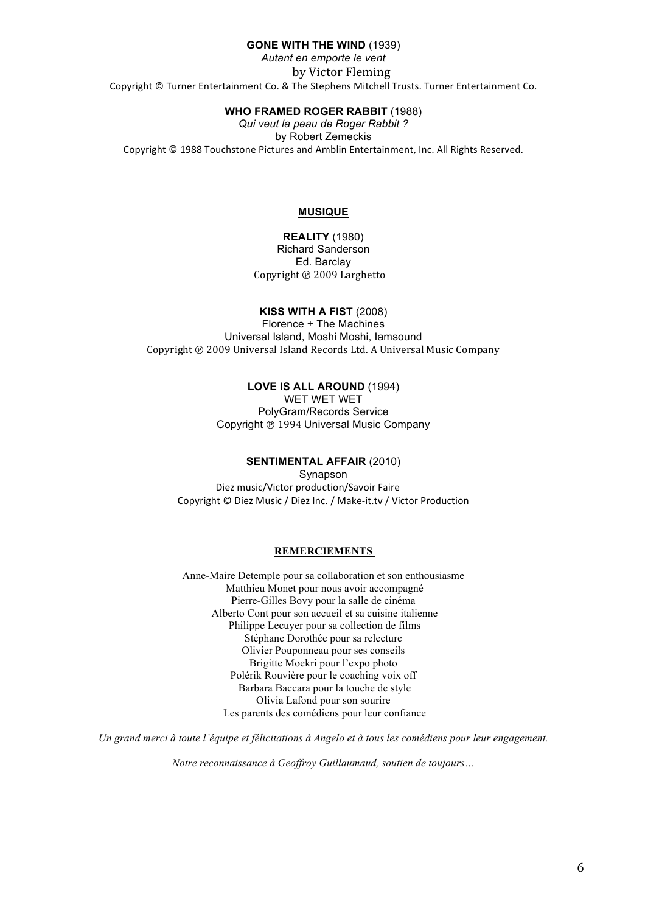**GONE WITH THE WIND** (1939)
*Autant en emporte le vent*
by Victor Fleming
Copyright © Turner Entertainment Co. & The Stephens Mitchell Trusts. Turner Entertainment Co.

**WHO FRAMED ROGER RABBIT** (1988)
*Qui veut la peau de Roger Rabbit ?*
by Robert Zemeckis
Copyright © 1988 Touchstone Pictures and Amblin Entertainment, Inc. All Rights Reserved.

## **MUSIQUE**

**REALITY** (1980)
Richard Sanderson
Ed. Barclay
Copyright ℗ 2009 Larghetto

**KISS WITH A FIST** (2008)
Florence + The Machines
Universal Island, Moshi Moshi, Iamsound
Copyright ℗ 2009 Universal Island Records Ltd. A Universal Music Company

**LOVE IS ALL AROUND** (1994)
WET WET WET
PolyGram/Records Service
Copyright ℗ 1994 Universal Music Company

**SENTIMENTAL AFFAIR** (2010)
Synapson
Diez music/Victor production/Savoir Faire
Copyright © Diez Music / Diez Inc. / Make-it.tv / Victor Production

## **REMERCIEMENTS**

Anne-Maire Detemple pour sa collaboration et son enthousiasme
Matthieu Monet pour nous avoir accompagné
Pierre-Gilles Bovy pour la salle de cinéma
Alberto Cont pour son accueil et sa cuisine italienne
Philippe Lecuyer pour sa collection de films
Stéphane Dorothée pour sa relecture
Olivier Pouponneau pour ses conseils
Brigitte Moekri pour l'expo photo
Polérik Rouvière pour le coaching voix off
Barbara Baccara pour la touche de style
Olivia Lafond pour son sourire
Les parents des comédiens pour leur confiance

*Un grand merci à toute l'équipe et félicitations à Angelo et à tous les comédiens pour leur engagement.*

*Notre reconnaissance à Geoffroy Guillaumaud, soutien de toujours…*